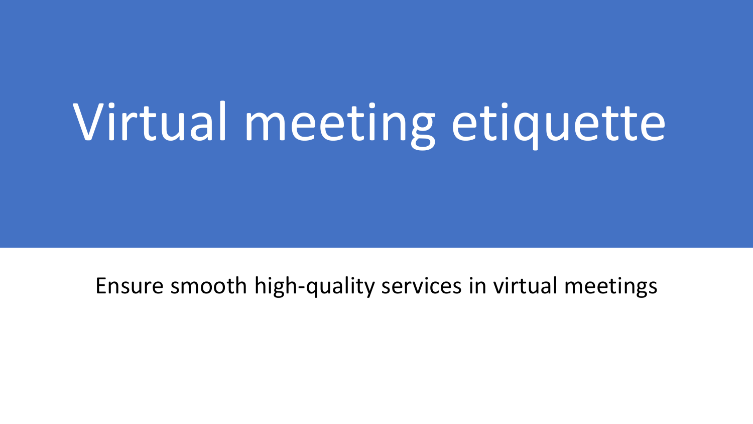# Virtual meeting etiquette

Ensure smooth high-quality services in virtual meetings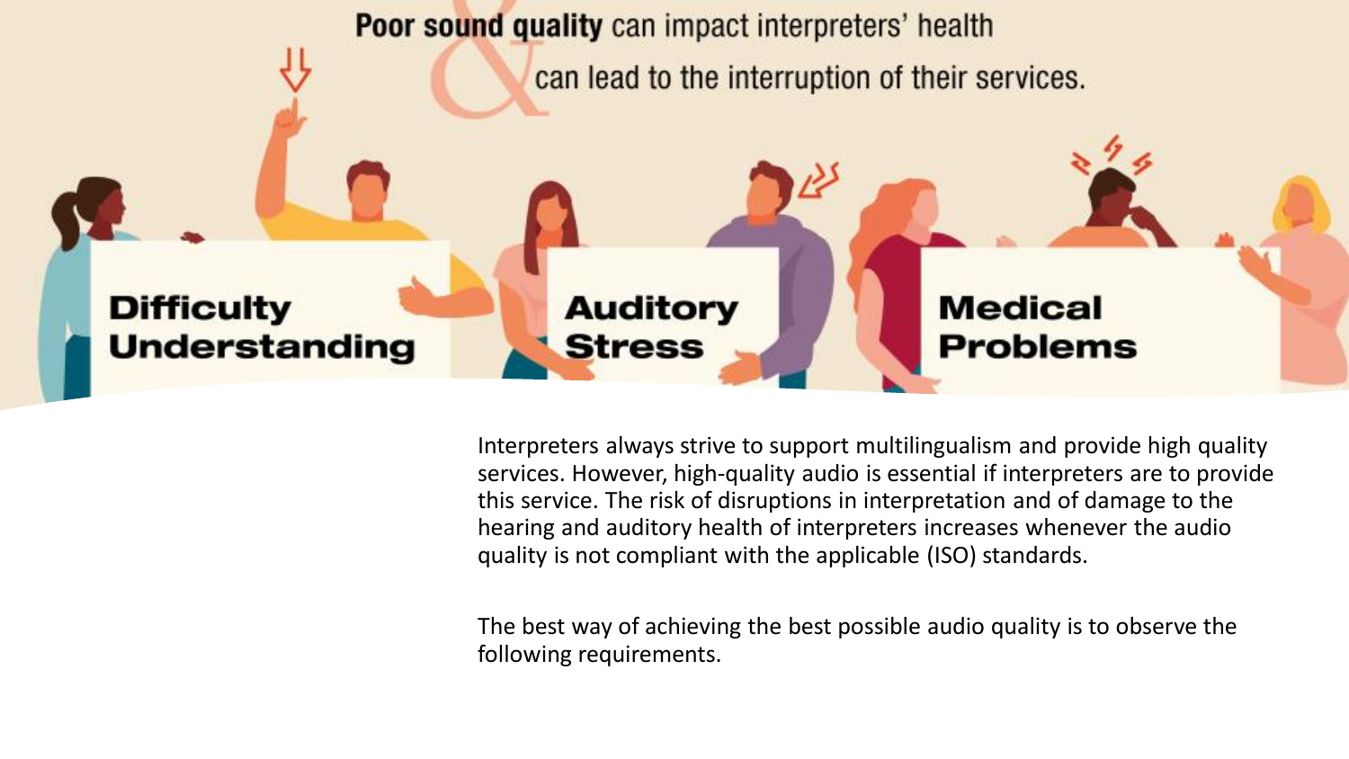**Poor sound quality** can impact interpreters' health & can lead to the interruption of their services.

**Difficulty Understanding**

**Auditory Stress**

**Medical Problems**

Interpreters always strive to support multilingualism and provide high quality services. However, high-quality audio is essential if interpreters are to provide this service. The risk of disruptions in interpretation and of damage to the hearing and auditory health of interpreters increases whenever the audio quality is not compliant with the applicable (ISO) standards.

The best way of achieving the best possible audio quality is to observe the following requirements.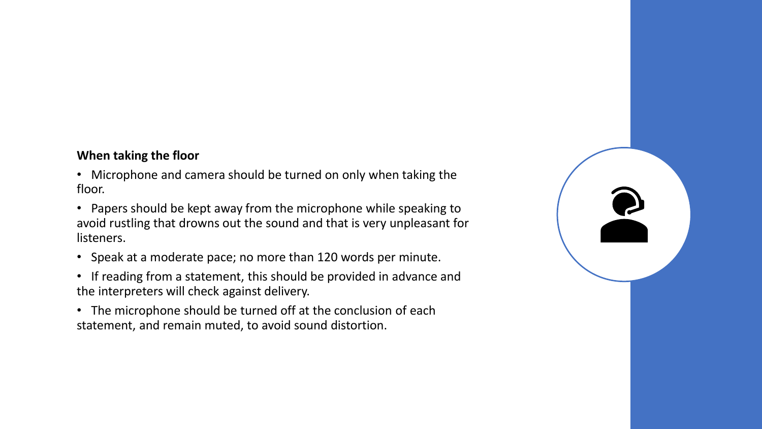**When taking the floor**

- Microphone and camera should be turned on only when taking the floor.
- Papers should be kept away from the microphone while speaking to avoid rustling that drowns out the sound and that is very unpleasant for listeners.
- Speak at a moderate pace; no more than 120 words per minute.
- If reading from a statement, this should be provided in advance and the interpreters will check against delivery.
- The microphone should be turned off at the conclusion of each statement, and remain muted, to avoid sound distortion.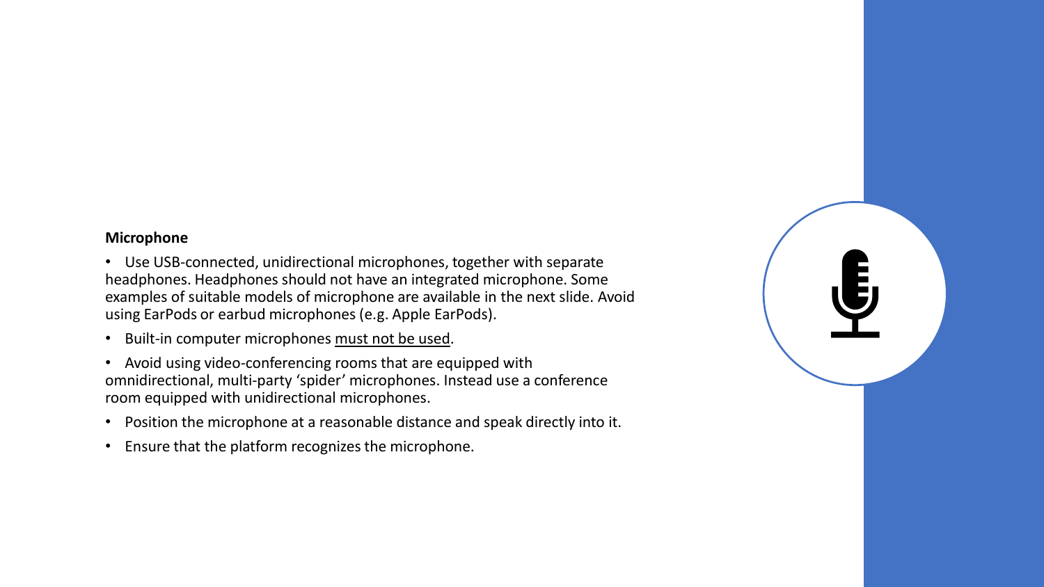**Microphone**

- Use USB-connected, unidirectional microphones, together with separate headphones. Headphones should not have an integrated microphone. Some examples of suitable models of microphone are available in the next slide. Avoid using EarPods or earbud microphones (e.g. Apple EarPods).
- Built-in computer microphones <u>must not be used</u>.
- Avoid using video-conferencing rooms that are equipped with omnidirectional, multi-party 'spider' microphones. Instead use a conference room equipped with unidirectional microphones.
- Position the microphone at a reasonable distance and speak directly into it.
- Ensure that the platform recognizes the microphone.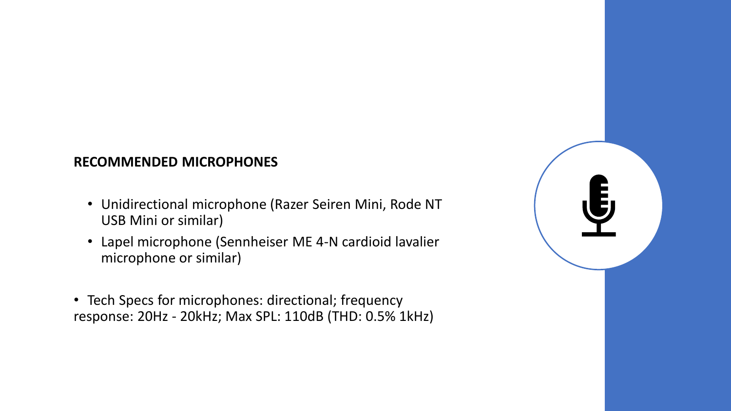**RECOMMENDED MICROPHONES**

- Unidirectional microphone (Razer Seiren Mini, Rode NT USB Mini or similar)
- Lapel microphone (Sennheiser ME 4-N cardioid lavalier microphone or similar)

- Tech Specs for microphones: directional; frequency response: 20Hz - 20kHz; Max SPL: 110dB (THD: 0.5% 1kHz)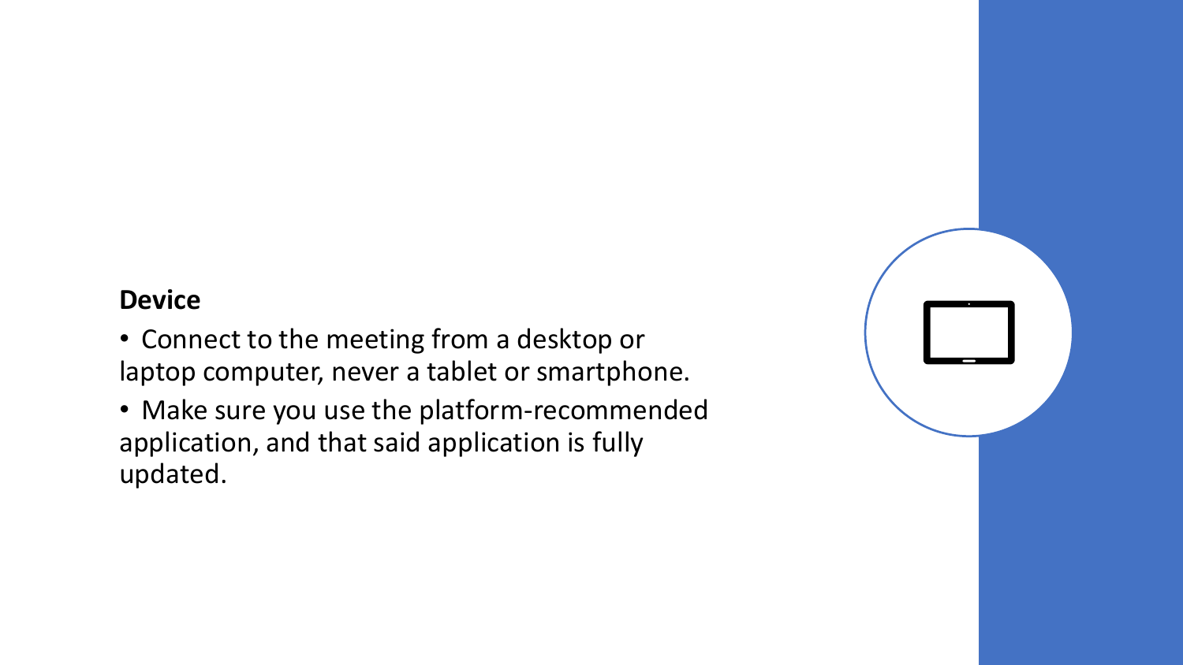**Device**

- Connect to the meeting from a desktop or laptop computer, never a tablet or smartphone.
- Make sure you use the platform-recommended application, and that said application is fully updated.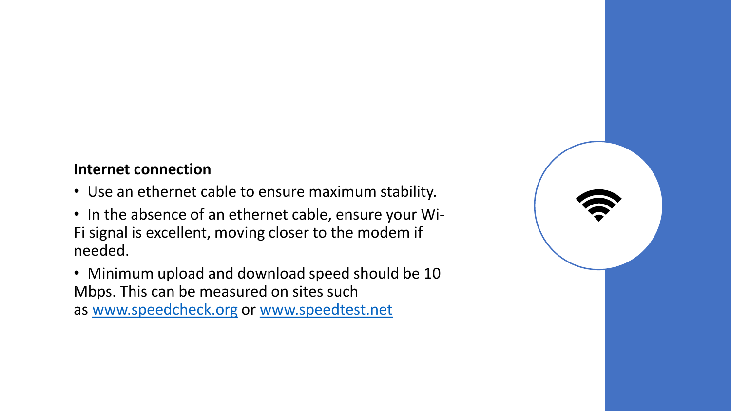**Internet connection**

- Use an ethernet cable to ensure maximum stability.
- In the absence of an ethernet cable, ensure your Wi-Fi signal is excellent, moving closer to the modem if needed.
- Minimum upload and download speed should be 10 Mbps. This can be measured on sites such as [www.speedcheck.org](http://www.speedcheck.org) or [www.speedtest.net](http://www.speedtest.net)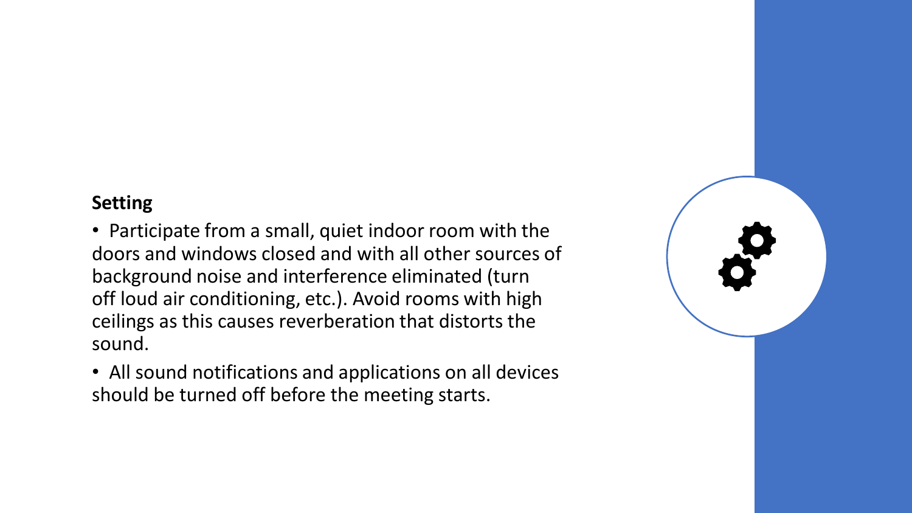**Setting**

- Participate from a small, quiet indoor room with the doors and windows closed and with all other sources of background noise and interference eliminated (turn off loud air conditioning, etc.). Avoid rooms with high ceilings as this causes reverberation that distorts the sound.
- All sound notifications and applications on all devices should be turned off before the meeting starts.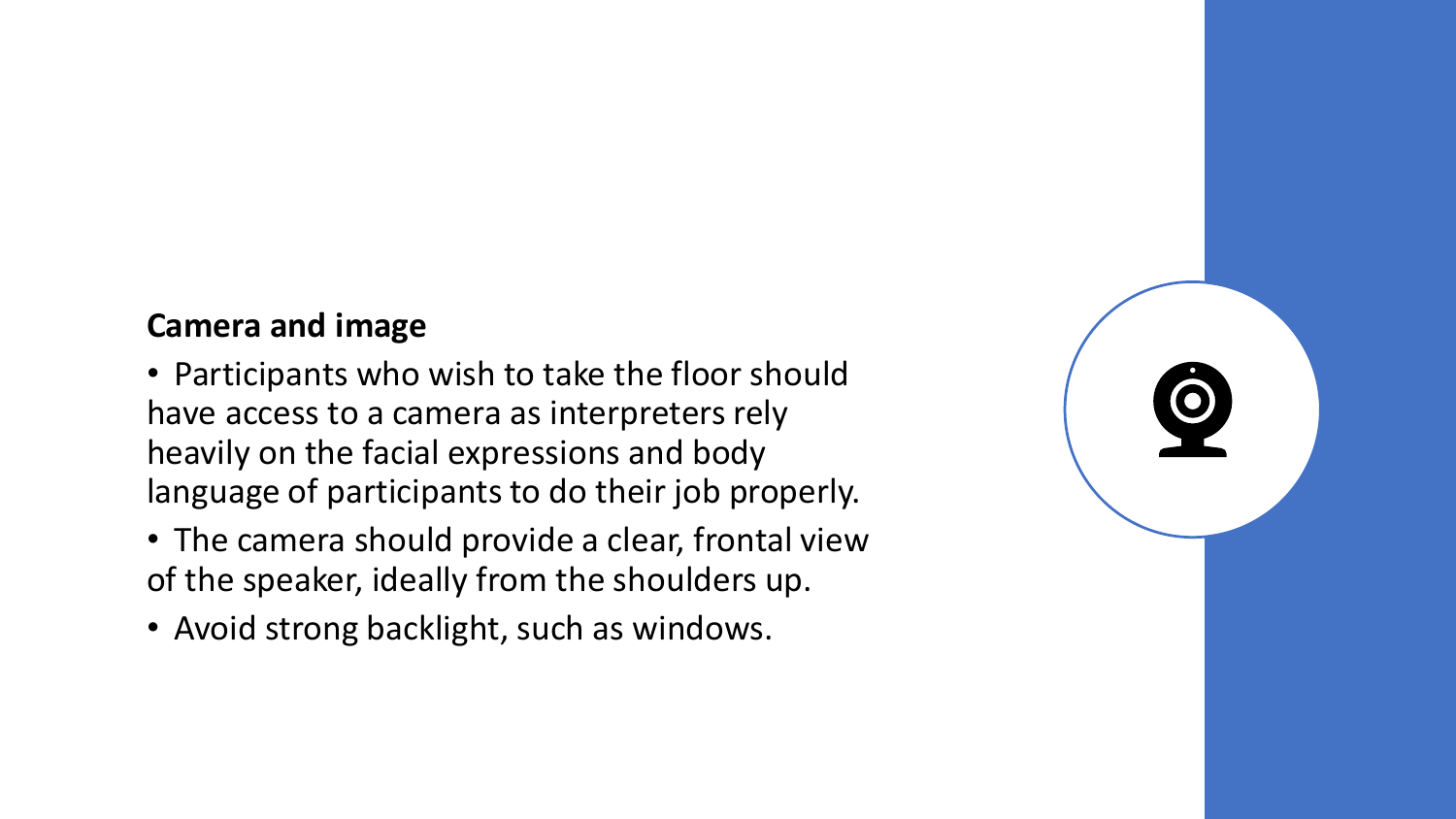**Camera and image**

- Participants who wish to take the floor should have access to a camera as interpreters rely heavily on the facial expressions and body language of participants to do their job properly.
- The camera should provide a clear, frontal view of the speaker, ideally from the shoulders up.
- Avoid strong backlight, such as windows.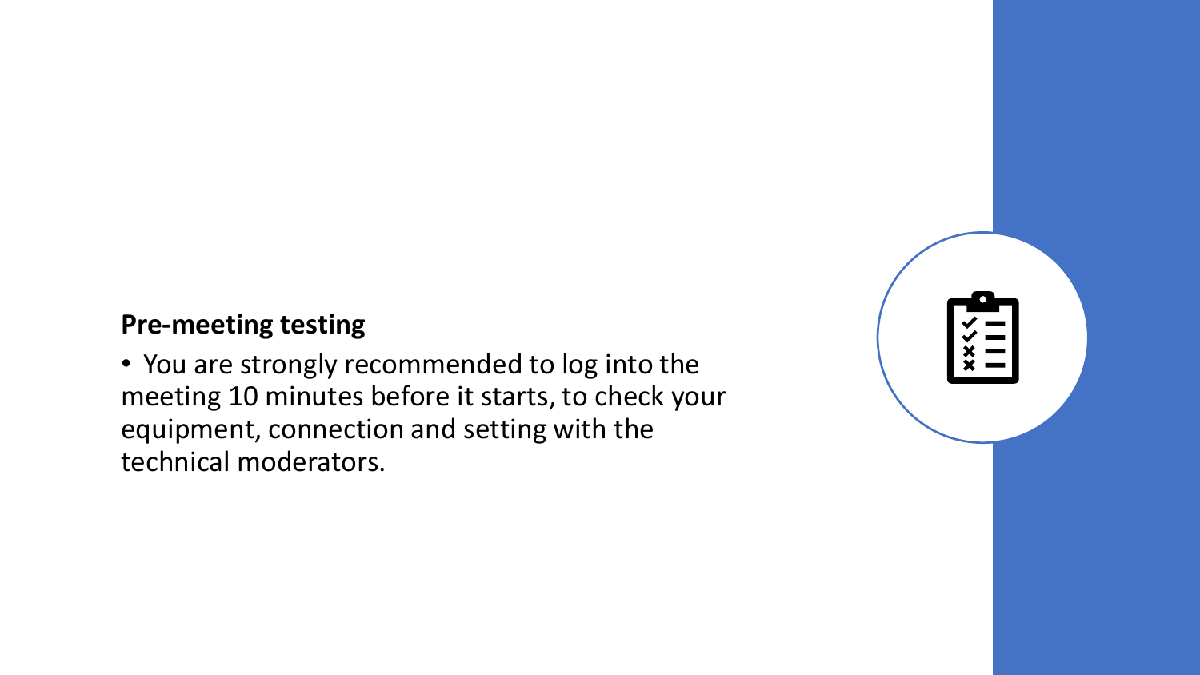**Pre-meeting testing**

- You are strongly recommended to log into the meeting 10 minutes before it starts, to check your equipment, connection and setting with the technical moderators.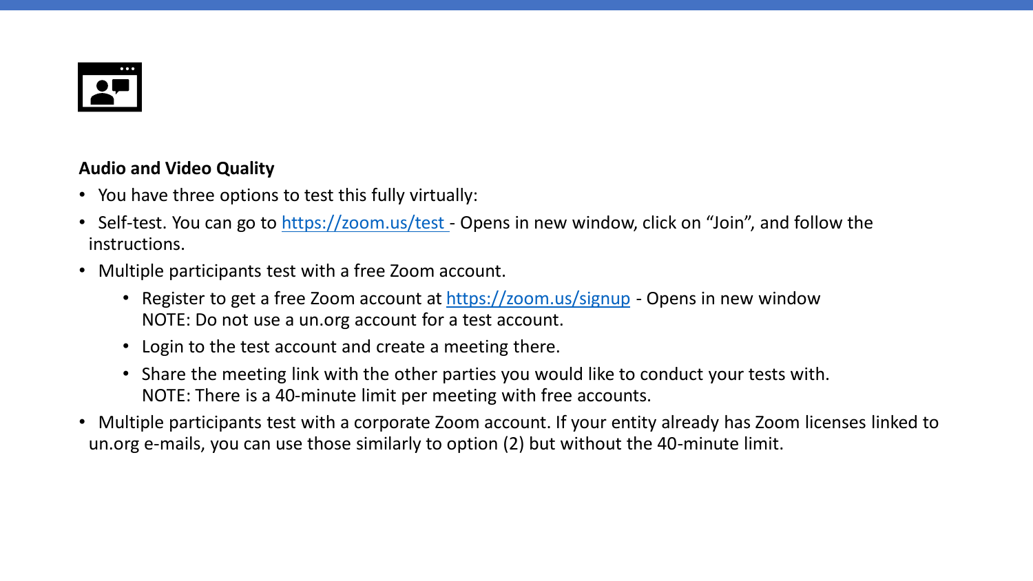**Audio and Video Quality**

- You have three options to test this fully virtually:
- Self-test. You can go to [https://zoom.us/test](https://zoom.us/test) - Opens in new window, click on “Join”, and follow the instructions.
- Multiple participants test with a free Zoom account.
  - Register to get a free Zoom account at [https://zoom.us/signup](https://zoom.us/signup) - Opens in new window
    NOTE: Do not use a un.org account for a test account.
  - Login to the test account and create a meeting there.
  - Share the meeting link with the other parties you would like to conduct your tests with.
    NOTE: There is a 40-minute limit per meeting with free accounts.
- Multiple participants test with a corporate Zoom account. If your entity already has Zoom licenses linked to un.org e-mails, you can use those similarly to option (2) but without the 40-minute limit.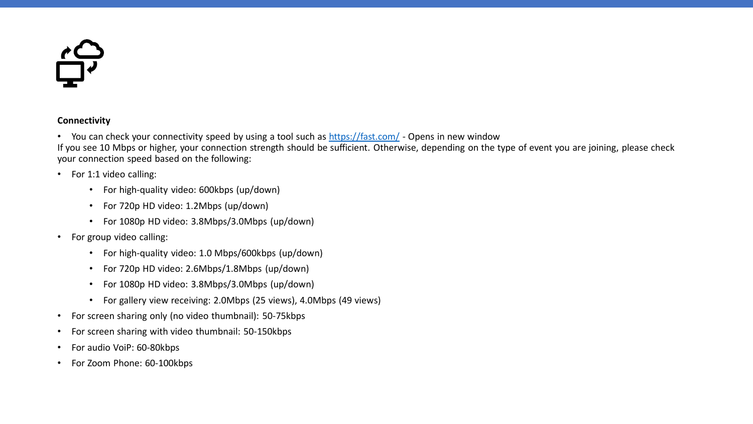**Connectivity**

- You can check your connectivity speed by using a tool such as [https://fast.com/](https://fast.com/) - Opens in new window

If you see 10 Mbps or higher, your connection strength should be sufficient. Otherwise, depending on the type of event you are joining, please check your connection speed based on the following:

- For 1:1 video calling:
  - For high-quality video: 600kbps (up/down)
  - For 720p HD video: 1.2Mbps (up/down)
  - For 1080p HD video: 3.8Mbps/3.0Mbps (up/down)
- For group video calling:
  - For high-quality video: 1.0 Mbps/600kbps (up/down)
  - For 720p HD video: 2.6Mbps/1.8Mbps (up/down)
  - For 1080p HD video: 3.8Mbps/3.0Mbps (up/down)
  - For gallery view receiving: 2.0Mbps (25 views), 4.0Mbps (49 views)
- For screen sharing only (no video thumbnail): 50-75kbps
- For screen sharing with video thumbnail: 50-150kbps
- For audio VoiP: 60-80kbps
- For Zoom Phone: 60-100kbps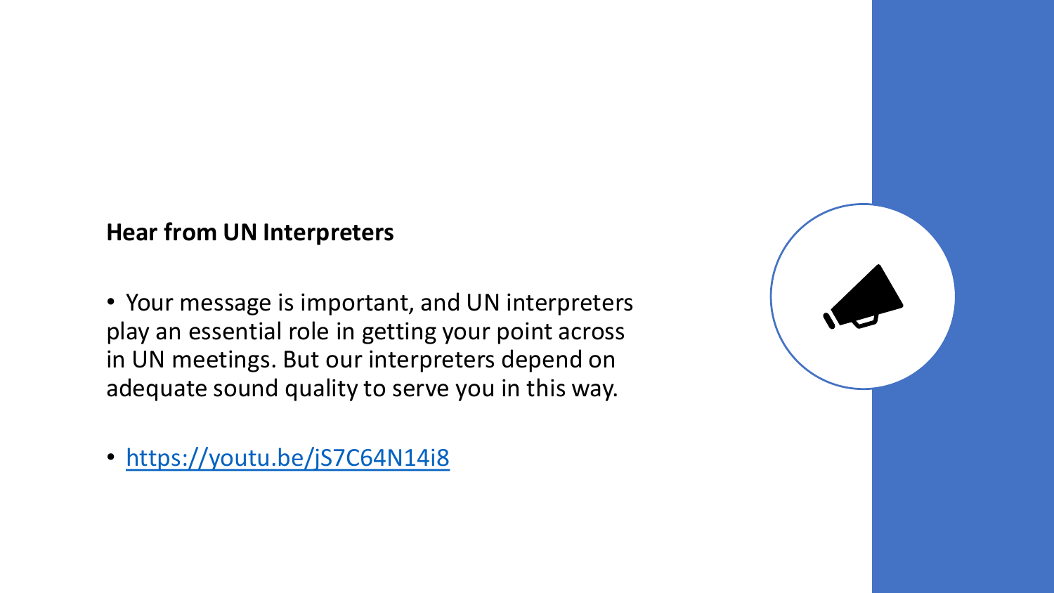**Hear from UN Interpreters**

- Your message is important, and UN interpreters play an essential role in getting your point across in UN meetings. But our interpreters depend on adequate sound quality to serve you in this way.

- https://youtu.be/jS7C64N14i8